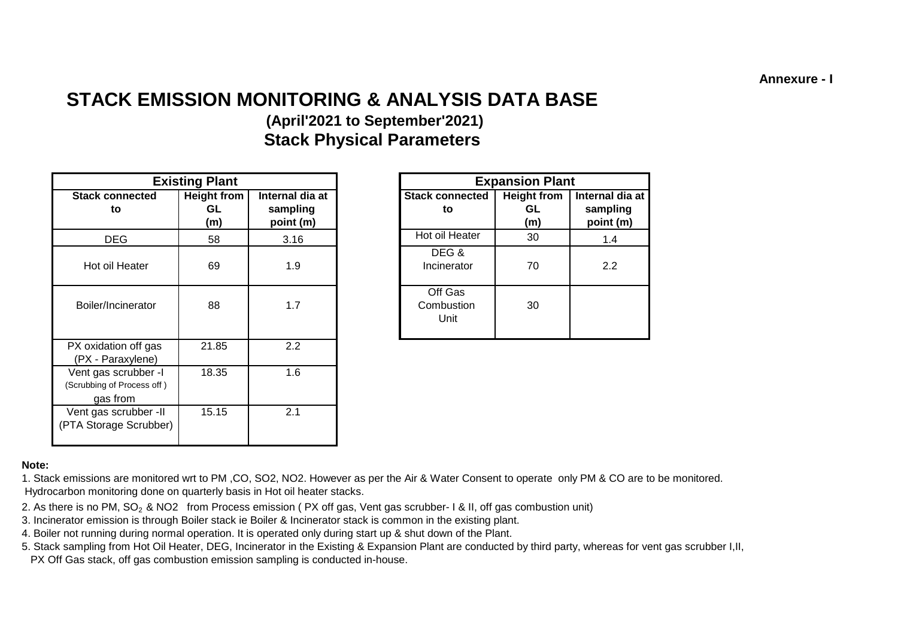Annexure - I

# STACK EMISSION MONITORING & ANALYSIS DATA BASE

## (April'2021 to September'2021)

## Stack Physical Parameters

| Existing Plant | | |
|---|---|---|
| **Stack connected to** | **Height from GL (m)** | **Internal dia at sampling point (m)** |
| DEG | 58 | 3.16 |
| Hot oil Heater | 69 | 1.9 |
| Boiler/Incinerator | 88 | 1.7 |
| PX oxidation off gas (PX - Paraxylene) | 21.85 | 2.2 |
| Vent gas scrubber -I (Scrubbing of Process off ) gas from | 18.35 | 1.6 |
| Vent gas scrubber -II (PTA Storage Scrubber) | 15.15 | 2.1 |

| Expansion Plant | | |
|---|---|---|
| **Stack connected to** | **Height from GL (m)** | **Internal dia at sampling point (m)** |
| Hot oil Heater | 30 | 1.4 |
| DEG & Incinerator | 70 | 2.2 |
| Off Gas Combustion Unit | 30 | |

**Note:**

1. Stack emissions are monitored wrt to PM ,CO, SO2, NO2. However as per the Air & Water Consent to operate only PM & CO are to be monitored. Hydrocarbon monitoring done on quarterly basis in Hot oil heater stacks.
2. As there is no PM, $SO_2$ & NO2 from Process emission ( PX off gas, Vent gas scrubber- I & II, off gas combustion unit)
3. Incinerator emission is through Boiler stack ie Boiler & Incinerator stack is common in the existing plant.
4. Boiler not running during normal operation. It is operated only during start up & shut down of the Plant.
5. Stack sampling from Hot Oil Heater, DEG, Incinerator in the Existing & Expansion Plant are conducted by third party, whereas for vent gas scrubber I,II, PX Off Gas stack, off gas combustion emission sampling is conducted in-house.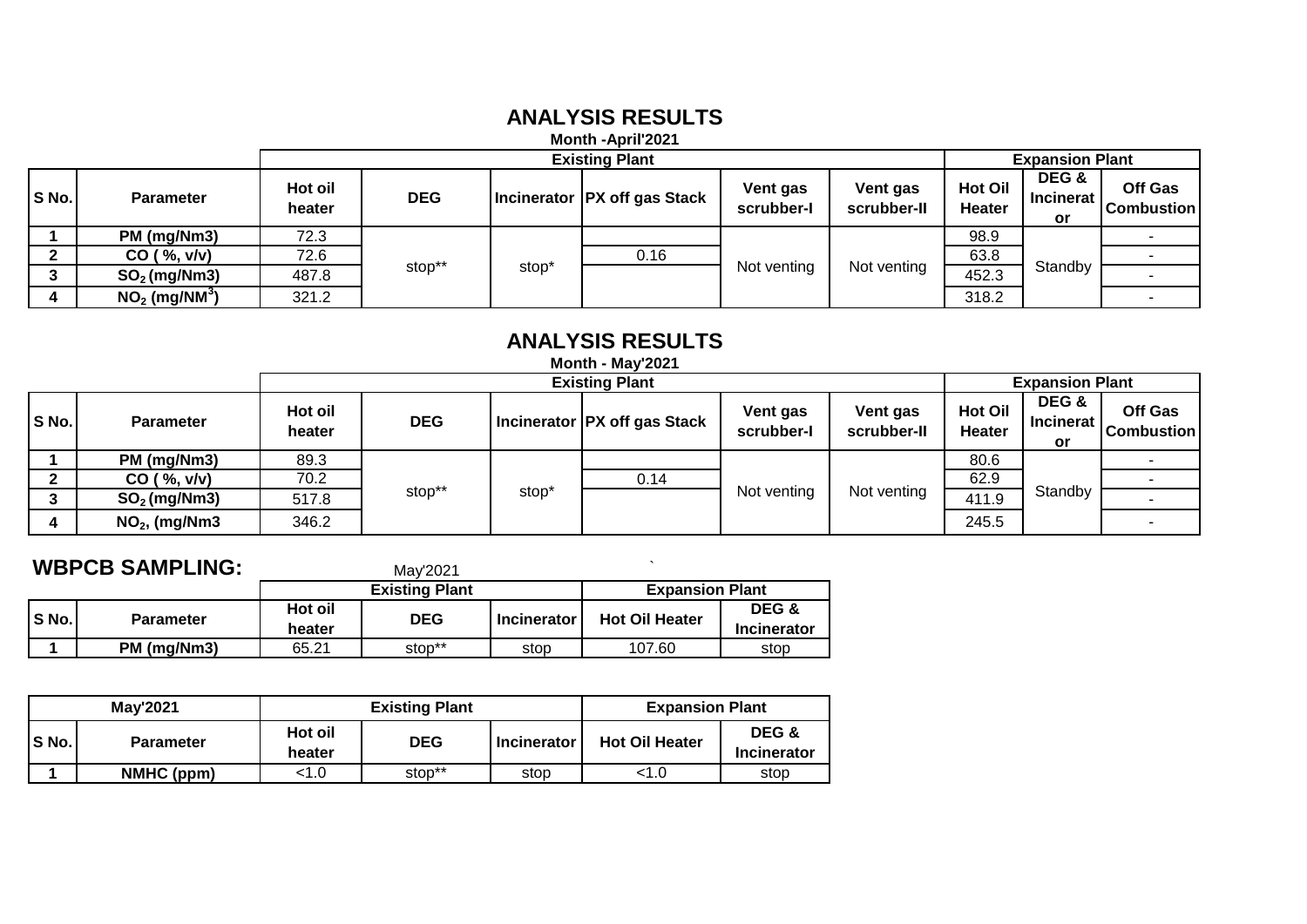## ANALYSIS RESULTS

**Month -April'2021**

| | | Existing Plant | | | | | | Expansion Plant | | |
|---|---|---|---|---|---|---|---|---|---|---|
| S No. | Parameter | Hot oil heater | DEG | Incinerator | PX off gas Stack | Vent gas scrubber-I | Vent gas scrubber-II | Hot Oil Heater | DEG & Incinerator | Off Gas Combustion |
| 1 | PM (mg/Nm3) | 72.3 | stop** | stop* | | Not venting | Not venting | 98.9 | Standby | - |
| 2 | CO ( %, v/v) | 72.6 | | | 0.16 | | | 63.8 | | - |
| 3 | $SO_2$ (mg/Nm3) | 487.8 | | | | | | 452.3 | | - |
| 4 | $NO_2$ (mg/NM$^3$) | 321.2 | | | | | | 318.2 | | - |

## ANALYSIS RESULTS

**Month - May'2021**

| | | Existing Plant | | | | | | Expansion Plant | | |
|---|---|---|---|---|---|---|---|---|---|---|
| S No. | Parameter | Hot oil heater | DEG | Incinerator | PX off gas Stack | Vent gas scrubber-I | Vent gas scrubber-II | Hot Oil Heater | DEG & Incinerator | Off Gas Combustion |
| 1 | PM (mg/Nm3) | 89.3 | stop** | stop* | | Not venting | Not venting | 80.6 | Standby | - |
| 2 | CO ( %, v/v) | 70.2 | | | 0.14 | | | 62.9 | | - |
| 3 | $SO_2$ (mg/Nm3) | 517.8 | | | | | | 411.9 | | - |
| 4 | $NO_2$, (mg/Nm3 | 346.2 | | | | | | 245.5 | | - |

## WBPCB SAMPLING:

May'2021

| | | Existing Plant | | | Expansion Plant | |
|---|---|---|---|---|---|---|
| S No. | Parameter | Hot oil heater | DEG | Incinerator | Hot Oil Heater | DEG & Incinerator |
| 1 | PM (mg/Nm3) | 65.21 | stop** | stop | 107.60 | stop |

| May'2021 | | Existing Plant | | | Expansion Plant | |
|---|---|---|---|---|---|---|
| S No. | Parameter | Hot oil heater | DEG | Incinerator | Hot Oil Heater | DEG & Incinerator |
| 1 | NMHC (ppm) | <1.0 | stop** | stop | <1.0 | stop |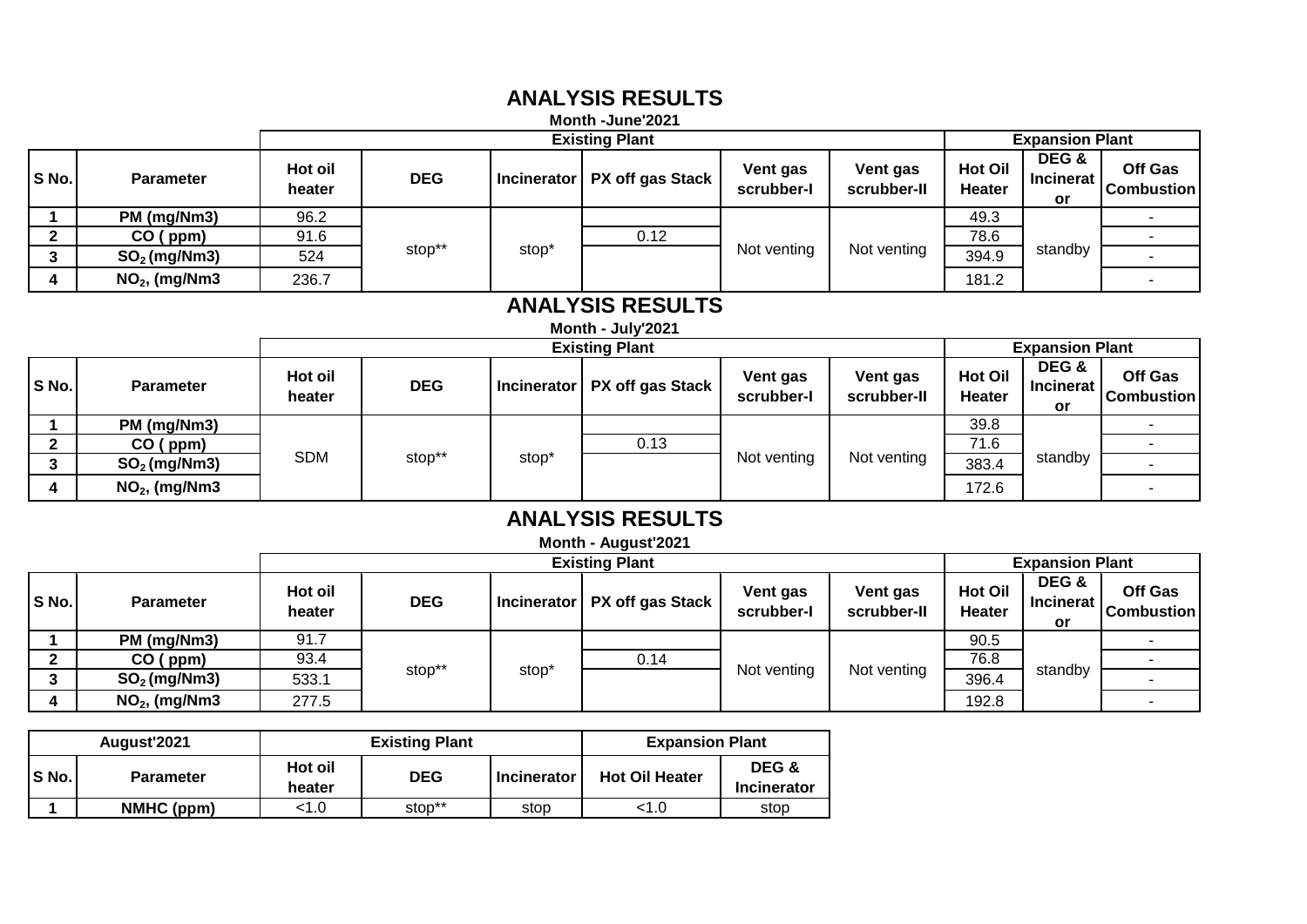## ANALYSIS RESULTS

**Month -June'2021**

| S No. | Parameter | Existing Plant | | | | | | Expansion Plant | | |
|---|---|---|---|---|---|---|---|---|---|---|
| | | Hot oil heater | DEG | Incinerator | PX off gas Stack | Vent gas scrubber-I | Vent gas scrubber-II | Hot Oil Heater | DEG & Incinerator | Off Gas Combustion |
| 1 | PM (mg/Nm3) | 96.2 | stop** | stop* | | Not venting | Not venting | 49.3 | standby | - |
| 2 | CO ( ppm) | 91.6 | | | 0.12 | | | 78.6 | | - |
| 3 | $SO_2$ (mg/Nm3) | 524 | | | | | | 394.9 | | - |
| 4 | $NO_2$, (mg/Nm3 | 236.7 | | | | | | 181.2 | | - |

## ANALYSIS RESULTS

**Month - July'2021**

| S No. | Parameter | Existing Plant | | | | | | Expansion Plant | | |
|---|---|---|---|---|---|---|---|---|---|---|
| | | Hot oil heater | DEG | Incinerator | PX off gas Stack | Vent gas scrubber-I | Vent gas scrubber-II | Hot Oil Heater | DEG & Incinerator | Off Gas Combustion |
| 1 | PM (mg/Nm3) | SDM | stop** | stop* | | Not venting | Not venting | 39.8 | standby | - |
| 2 | CO ( ppm) | | | | 0.13 | | | 71.6 | | - |
| 3 | $SO_2$ (mg/Nm3) | | | | | | | 383.4 | | - |
| 4 | $NO_2$, (mg/Nm3 | | | | | | | 172.6 | | - |

## ANALYSIS RESULTS

**Month - August'2021**

| S No. | Parameter | Existing Plant | | | | | | Expansion Plant | | |
|---|---|---|---|---|---|---|---|---|---|---|
| | | Hot oil heater | DEG | Incinerator | PX off gas Stack | Vent gas scrubber-I | Vent gas scrubber-II | Hot Oil Heater | DEG & Incinerator | Off Gas Combustion |
| 1 | PM (mg/Nm3) | 91.7 | stop** | stop* | | Not venting | Not venting | 90.5 | standby | - |
| 2 | CO ( ppm) | 93.4 | | | 0.14 | | | 76.8 | | - |
| 3 | $SO_2$ (mg/Nm3) | 533.1 | | | | | | 396.4 | | - |
| 4 | $NO_2$, (mg/Nm3 | 277.5 | | | | | | 192.8 | | - |

| August'2021 | | Existing Plant | | | Expansion Plant | |
|---|---|---|---|---|---|---|
| S No. | Parameter | Hot oil heater | DEG | Incinerator | Hot Oil Heater | DEG & Incinerator |
| 1 | NMHC (ppm) | <1.0 | stop** | stop | <1.0 | stop |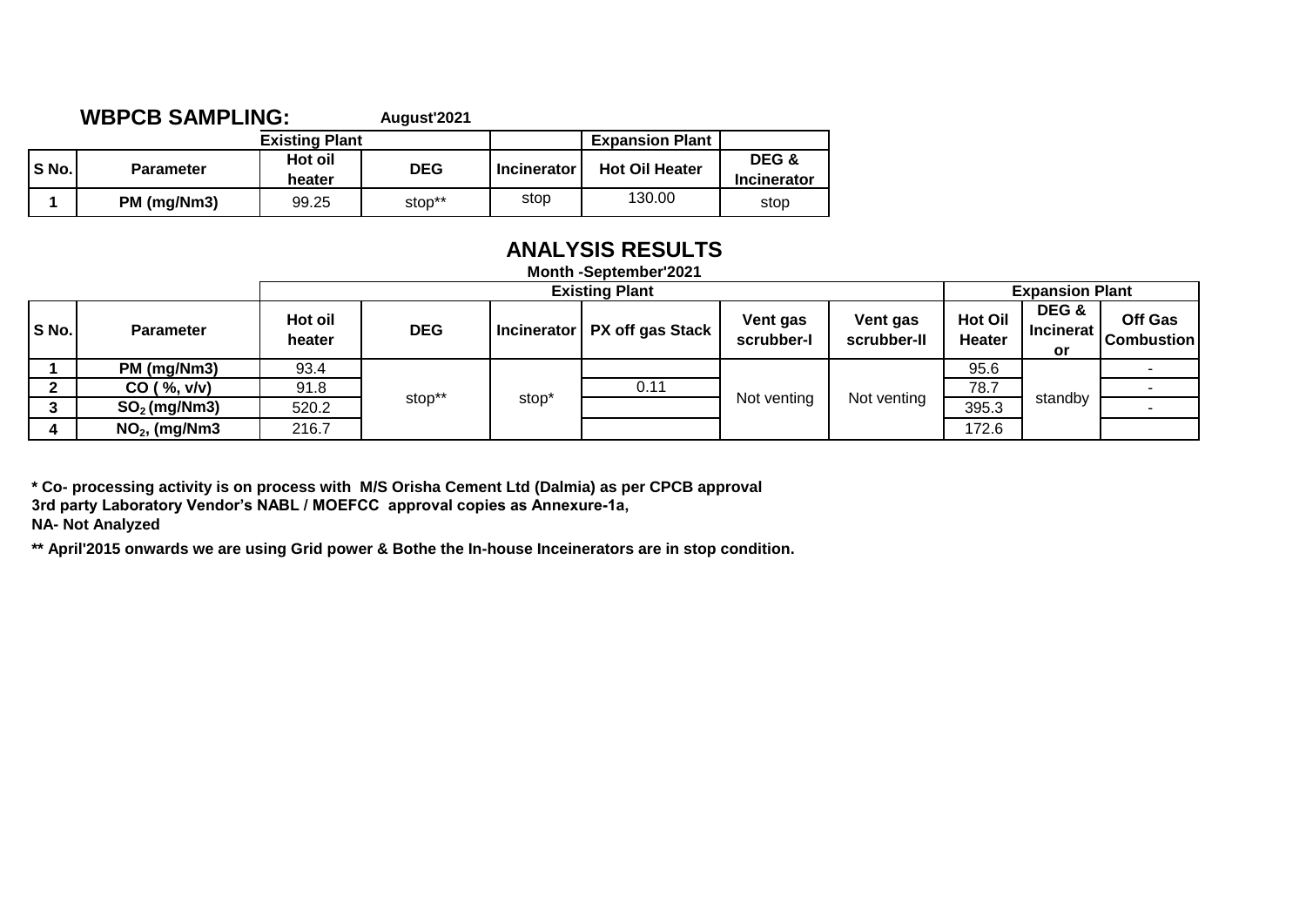## WBPCB SAMPLING: August'2021

| | | Existing Plant | | | Expansion Plant | |
|---|---|---|---|---|---|---|
| S No. | Parameter | Hot oil heater | DEG | Incinerator | Hot Oil Heater | DEG & Incinerator |
| 1 | PM (mg/Nm3) | 99.25 | stop** | stop | 130.00 | stop |

## ANALYSIS RESULTS

**Month -September'2021**

| | | Existing Plant | | | | | | Expansion Plant | | |
|---|---|---|---|---|---|---|---|---|---|---|
| S No. | Parameter | Hot oil heater | DEG | Incinerator | PX off gas Stack | Vent gas scrubber-I | Vent gas scrubber-II | Hot Oil Heater | DEG & Incinerator | Off Gas Combustion |
| 1 | PM (mg/Nm3) | 93.4 | stop** | stop* | | Not venting | Not venting | 95.6 | standby | - |
| 2 | CO ( %, v/v) | 91.8 | | | 0.11 | | | 78.7 | | - |
| 3 | $SO_2$ (mg/Nm3) | 520.2 | | | | | | 395.3 | | - |
| 4 | $NO_2$, (mg/Nm3 | 216.7 | | | | | | 172.6 | | |

**\* Co- processing activity is on process with M/S Orisha Cement Ltd (Dalmia) as per CPCB approval**
**3rd party Laboratory Vendor's NABL / MOEFCC approval copies as Annexure-1a,**
**NA- Not Analyzed**

**** April'2015 onwards we are using Grid power & Bothe the In-house Inceinerators are in stop condition.**